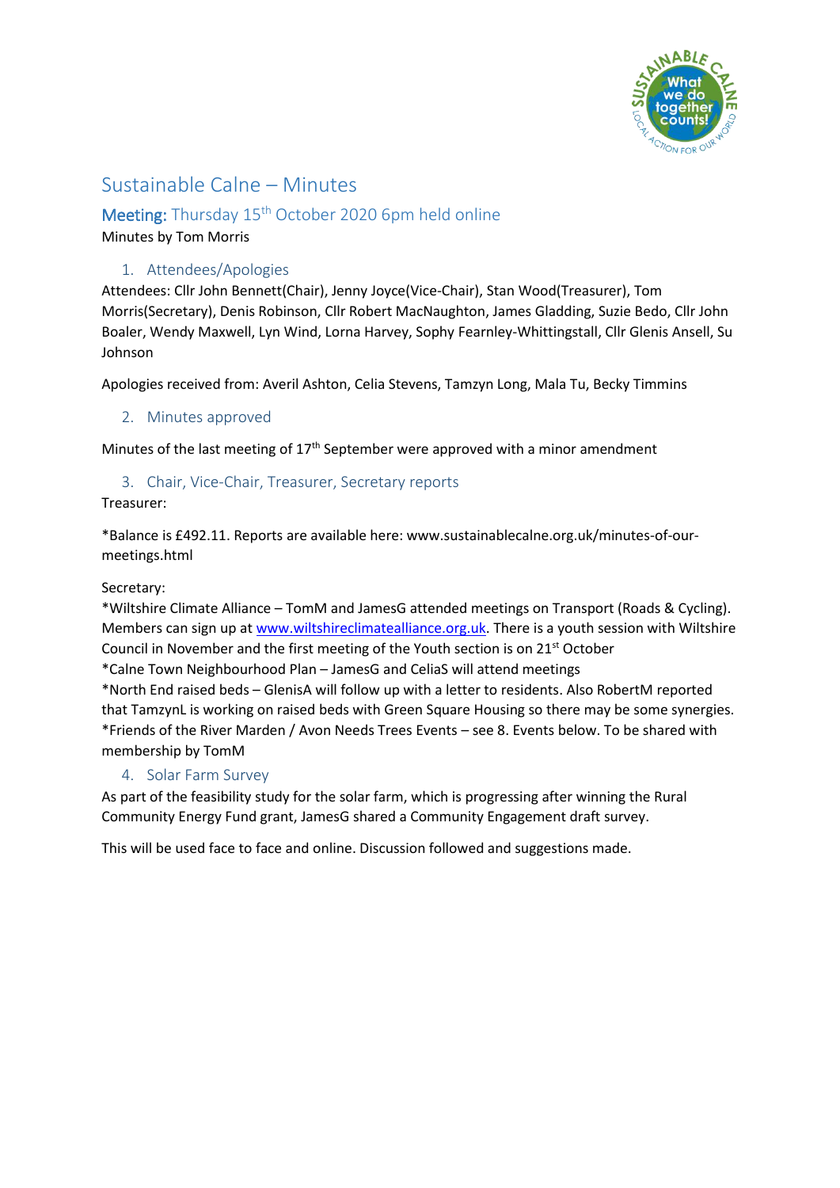# Sustainable Calne – Minutes

## Meeting: Thursday 15th October 2020 6pm held online

Minutes by Tom Morris

### 1. Attendees/Apologies

Attendees: Cllr John Bennett(Chair), Jenny Joyce(Vice-Chair), Stan Wood(Treasurer), Tom Morris(Secretary), Denis Robinson, Cllr Robert MacNaughton, James Gladding, Suzie Bedo, Cllr John Boaler, Wendy Maxwell, Lyn Wind, Lorna Harvey, Sophy Fearnley-Whittingstall, Cllr Glenis Ansell, Su Johnson

Apologies received from: Averil Ashton, Celia Stevens, Tamzyn Long, Mala Tu, Becky Timmins

### 2. Minutes approved

Minutes of the last meeting of 17th September were approved with a minor amendment

### 3. Chair, Vice-Chair, Treasurer, Secretary reports

Treasurer:

*Balance is £492.11. Reports are available here: www.sustainablecalne.org.uk/minutes-of-our-meetings.html

Secretary:

*Wiltshire Climate Alliance – TomM and JamesG attended meetings on Transport (Roads & Cycling). Members can sign up at www.wiltshireclimatealliance.org.uk. There is a youth session with Wiltshire Council in November and the first meeting of the Youth section is on 21st October

*Calne Town Neighbourhood Plan – JamesG and CeliaS will attend meetings

*North End raised beds – GlenisA will follow up with a letter to residents. Also RobertM reported that TamzynL is working on raised beds with Green Square Housing so there may be some synergies.

*Friends of the River Marden / Avon Needs Trees Events – see 8. Events below. To be shared with membership by TomM

### 4. Solar Farm Survey

As part of the feasibility study for the solar farm, which is progressing after winning the Rural Community Energy Fund grant, JamesG shared a Community Engagement draft survey.

This will be used face to face and online. Discussion followed and suggestions made.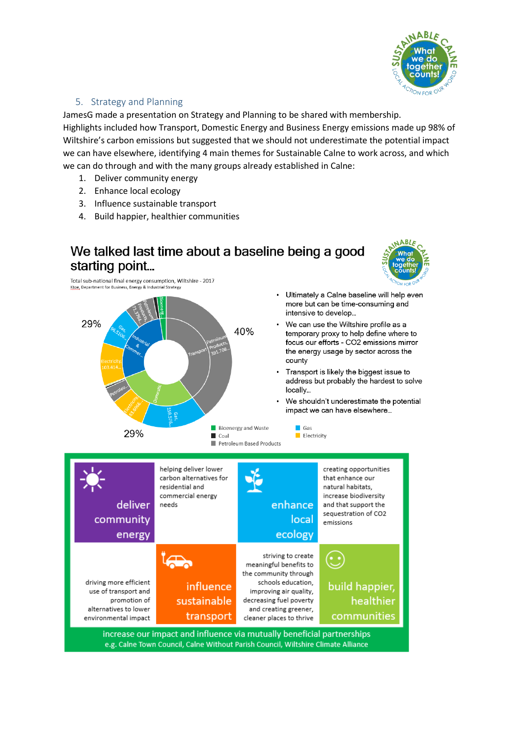## 5. Strategy and Planning

JamesG made a presentation on Strategy and Planning to be shared with membership. Highlights included how Transport, Domestic Energy and Business Energy emissions made up 98% of Wiltshire's carbon emissions but suggested that we should not underestimate the potential impact we can have elsewhere, identifying 4 main themes for Sustainable Calne to work across, and which we can do through and with the many groups already established in Calne:

1. Deliver community energy
2. Enhance local ecology
3. Influence sustainable transport
4. Build happier, healthier communities

### We talked last time about a baseline being a good starting point…

Total sub-national final energy consumption, Wiltshire - 2017
Ktoe, Department for Business, Energy & Industrial Strategy

29% — Industrial & Commer… (Gas, 96.5106; Electricity, 103.414; Petroleum Products, 71.3764; Bioenergy)

40% — Transport (Petroleum Products, 391.706)

29% — Domestic (Gas, 159.578; Electricity, 83.6966; Petroleu…)

Legend: Bioenergy and Waste; Coal; Petroleum Based Products; Gas; Electricity

- Ultimately a Calne baseline will help even more but can be time-consuming and intensive to develop…
- We can use the Wiltshire profile as a temporary proxy to help define where to focus our efforts - $CO_2$ emissions mirror the energy usage by sector across the county
- Transport is likely the biggest issue to address but probably the hardest to solve locally…
- We shouldn't underestimate the potential impact we can have elsewhere…

**deliver community energy** — helping deliver lower carbon alternatives for residential and commercial energy needs

**enhance local ecology** — creating opportunities that enhance our natural habitats, increase biodiversity and that support the sequestration of $CO_2$ emissions

**influence sustainable transport** — driving more efficient use of transport and promotion of alternatives to lower environmental impact

**build happier, healthier communities** — striving to create meaningful benefits to the community through schools education, improving air quality, decreasing fuel poverty and creating greener, cleaner places to thrive

increase our impact and influence via mutually beneficial partnerships
e.g. Calne Town Council, Calne Without Parish Council, Wiltshire Climate Alliance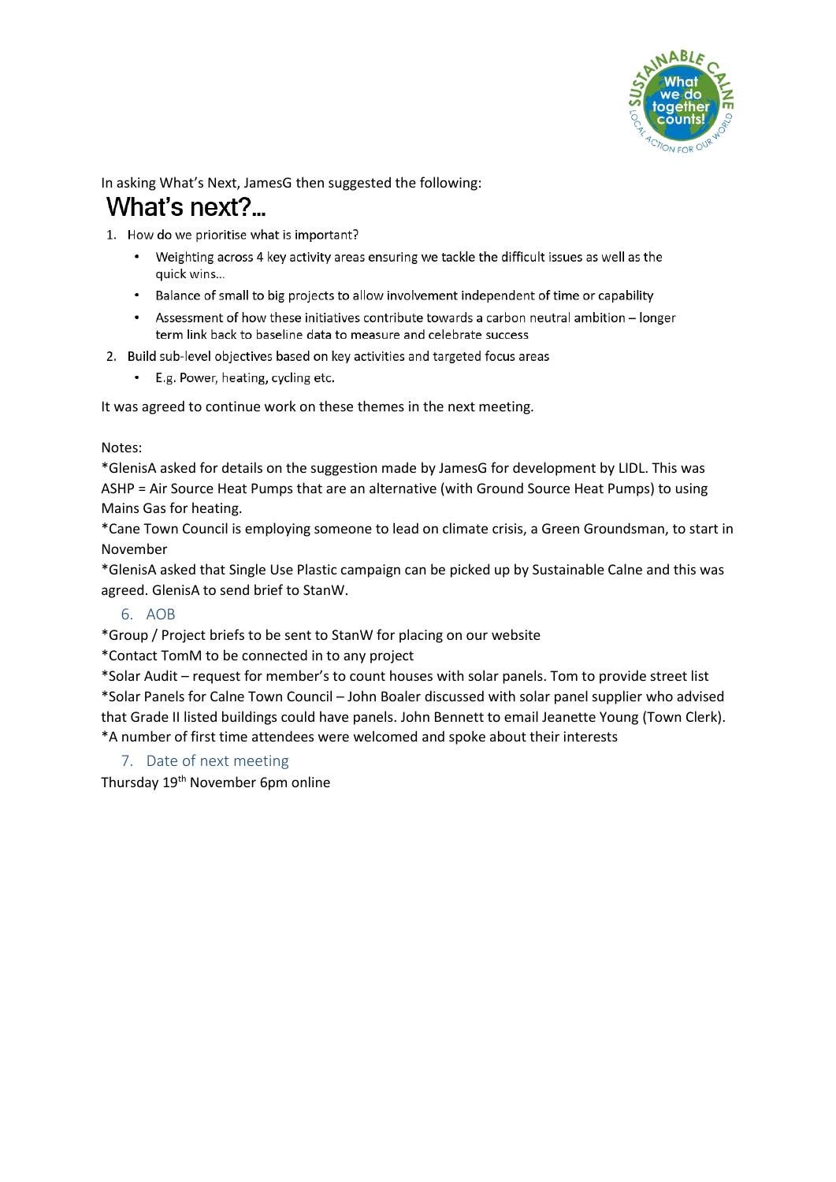In asking What's Next, JamesG then suggested the following:

# What's next?...

1. How do we prioritise what is important?
   - Weighting across 4 key activity areas ensuring we tackle the difficult issues as well as the quick wins…
   - Balance of small to big projects to allow involvement independent of time or capability
   - Assessment of how these initiatives contribute towards a carbon neutral ambition – longer term link back to baseline data to measure and celebrate success
2. Build sub-level objectives based on key activities and targeted focus areas
   - E.g. Power, heating, cycling etc.

It was agreed to continue work on these themes in the next meeting.

Notes:

*GlenisA asked for details on the suggestion made by JamesG for development by LIDL. This was ASHP = Air Source Heat Pumps that are an alternative (with Ground Source Heat Pumps) to using Mains Gas for heating.

*Cane Town Council is employing someone to lead on climate crisis, a Green Groundsman, to start in November

*GlenisA asked that Single Use Plastic campaign can be picked up by Sustainable Calne and this was agreed. GlenisA to send brief to StanW.

## 6. AOB

*Group / Project briefs to be sent to StanW for placing on our website

*Contact TomM to be connected in to any project

*Solar Audit – request for member's to count houses with solar panels. Tom to provide street list

*Solar Panels for Calne Town Council – John Boaler discussed with solar panel supplier who advised that Grade II listed buildings could have panels. John Bennett to email Jeanette Young (Town Clerk).

*A number of first time attendees were welcomed and spoke about their interests

## 7. Date of next meeting

Thursday 19th November 6pm online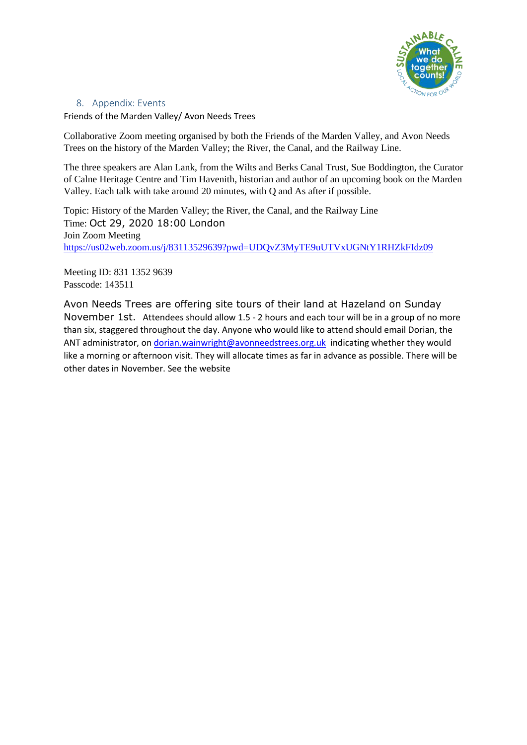## 8. Appendix: Events

### Friends of the Marden Valley/ Avon Needs Trees

Collaborative Zoom meeting organised by both the Friends of the Marden Valley, and Avon Needs Trees on the history of the Marden Valley; the River, the Canal, and the Railway Line.

The three speakers are Alan Lank, from the Wilts and Berks Canal Trust, Sue Boddington, the Curator of Calne Heritage Centre and Tim Havenith, historian and author of an upcoming book on the Marden Valley. Each talk with take around 20 minutes, with Q and As after if possible.

Topic: History of the Marden Valley; the River, the Canal, and the Railway Line
Time: Oct 29, 2020 18:00 London
Join Zoom Meeting
https://us02web.zoom.us/j/83113529639?pwd=UDQvZ3MyTE9uUTVxUGNtY1RHZkFIdz09

Meeting ID: 831 1352 9639
Passcode: 143511

Avon Needs Trees are offering site tours of their land at Hazeland on Sunday November 1st. Attendees should allow 1.5 - 2 hours and each tour will be in a group of no more than six, staggered throughout the day. Anyone who would like to attend should email Dorian, the ANT administrator, on dorian.wainwright@avonneedstrees.org.uk indicating whether they would like a morning or afternoon visit. They will allocate times as far in advance as possible. There will be other dates in November. See the website